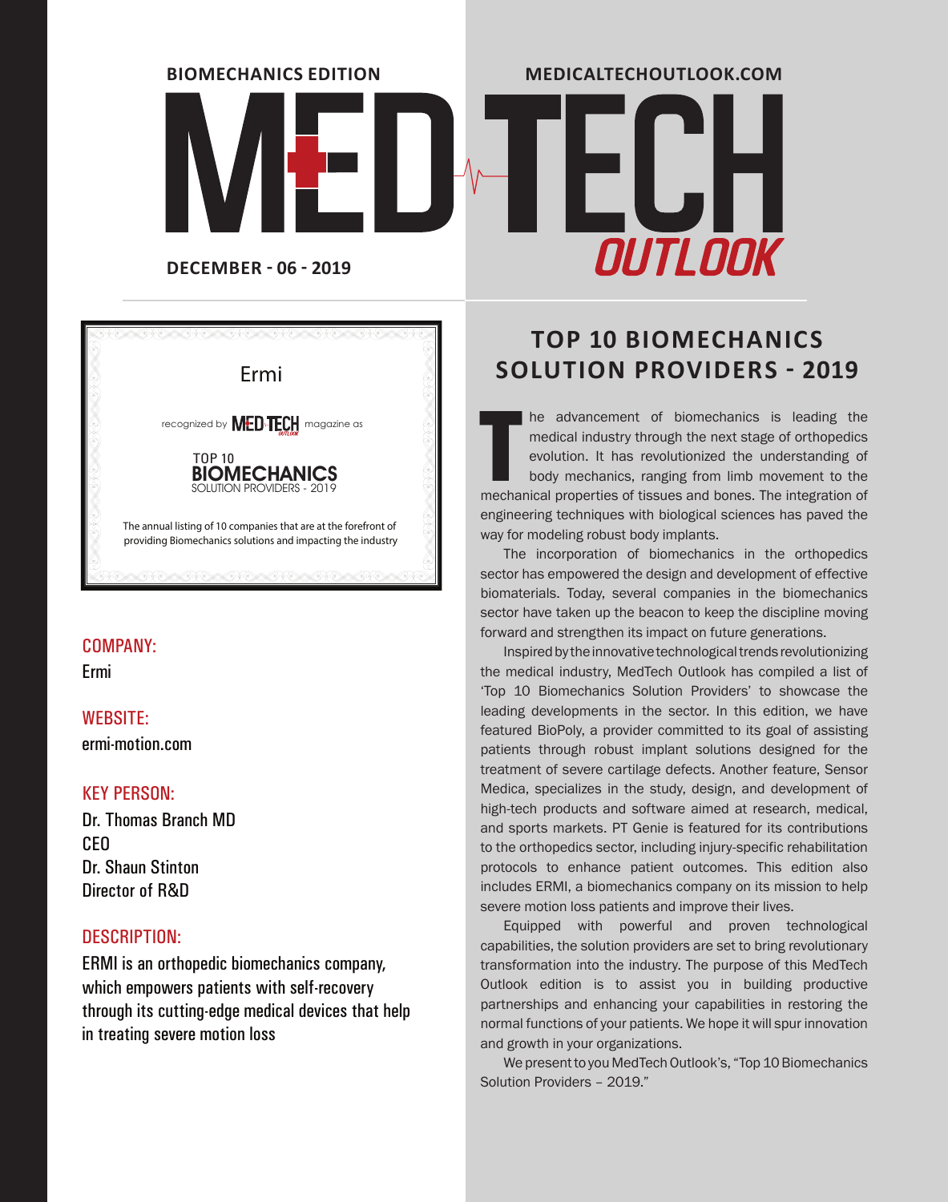**BIOMECHANICS EDITION**

**MEDICALTECHOUTLOOK.COM**

# MED TECH OUTLOOK

**DECEMBER - 06 - 2019**

Ermi

recognized by MED TECH OUTLOOK magazine as

TOP 10
**BIOMECHANICS**
SOLUTION PROVIDERS - 2019

The annual listing of 10 companies that are at the forefront of providing Biomechanics solutions and impacting the industry

## COMPANY:

Ermi

## WEBSITE:

ermi-motion.com

## KEY PERSON:

Dr. Thomas Branch MD
CEO
Dr. Shaun Stinton
Director of R&D

## DESCRIPTION:

ERMI is an orthopedic biomechanics company, which empowers patients with self-recovery through its cutting-edge medical devices that help in treating severe motion loss

## TOP 10 BIOMECHANICS SOLUTION PROVIDERS - 2019

The advancement of biomechanics is leading the medical industry through the next stage of orthopedics evolution. It has revolutionized the understanding of body mechanics, ranging from limb movement to the mechanical properties of tissues and bones. The integration of engineering techniques with biological sciences has paved the way for modeling robust body implants.

The incorporation of biomechanics in the orthopedics sector has empowered the design and development of effective biomaterials. Today, several companies in the biomechanics sector have taken up the beacon to keep the discipline moving forward and strengthen its impact on future generations.

Inspired by the innovative technological trends revolutionizing the medical industry, MedTech Outlook has compiled a list of 'Top 10 Biomechanics Solution Providers' to showcase the leading developments in the sector. In this edition, we have featured BioPoly, a provider committed to its goal of assisting patients through robust implant solutions designed for the treatment of severe cartilage defects. Another feature, Sensor Medica, specializes in the study, design, and development of high-tech products and software aimed at research, medical, and sports markets. PT Genie is featured for its contributions to the orthopedics sector, including injury-specific rehabilitation protocols to enhance patient outcomes. This edition also includes ERMI, a biomechanics company on its mission to help severe motion loss patients and improve their lives.

Equipped with powerful and proven technological capabilities, the solution providers are set to bring revolutionary transformation into the industry. The purpose of this MedTech Outlook edition is to assist you in building productive partnerships and enhancing your capabilities in restoring the normal functions of your patients. We hope it will spur innovation and growth in your organizations.

We present to you MedTech Outlook's, "Top 10 Biomechanics Solution Providers – 2019."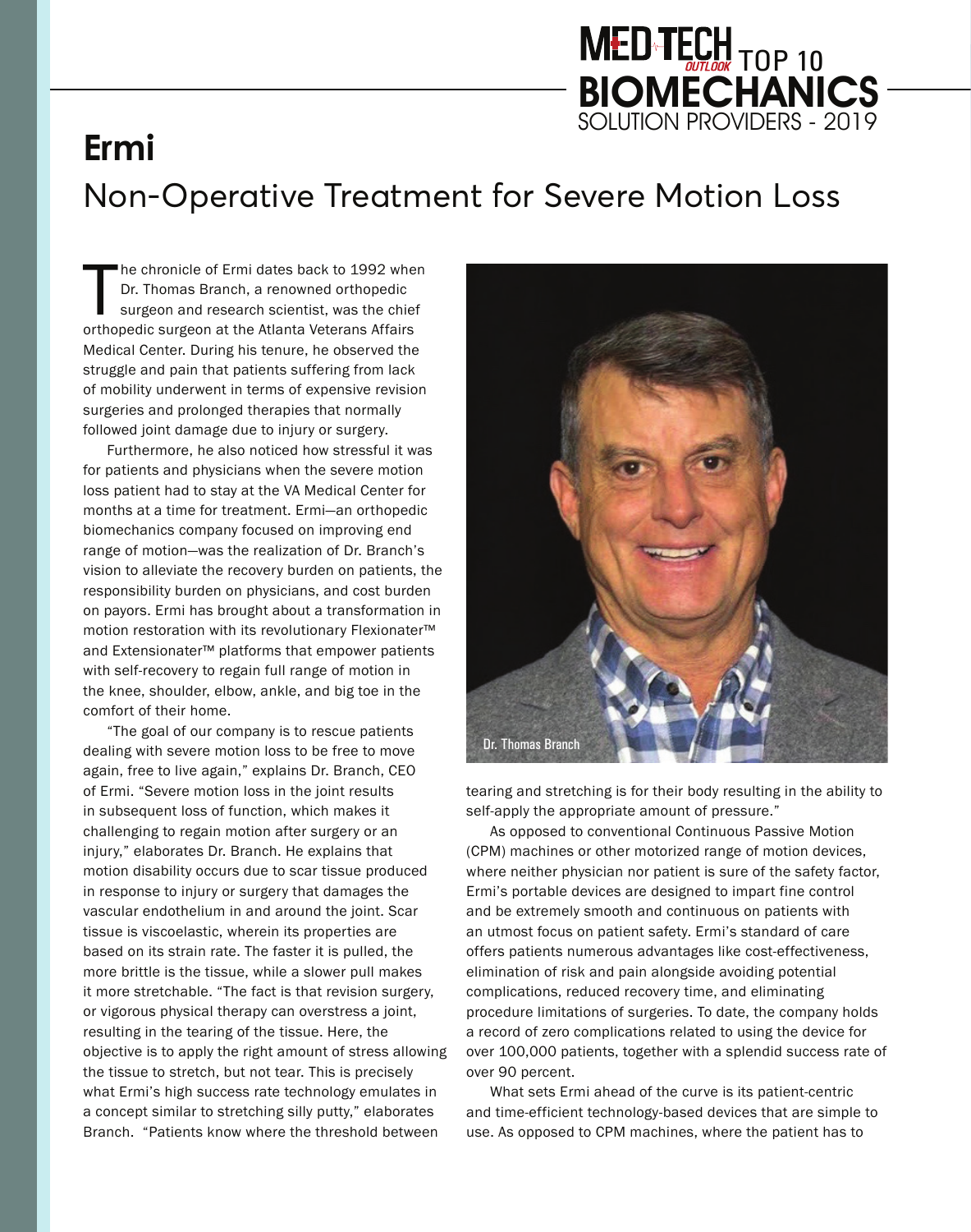# Ermi

## Non-Operative Treatment for Severe Motion Loss

The chronicle of Ermi dates back to 1992 when Dr. Thomas Branch, a renowned orthopedic surgeon and research scientist, was the chief orthopedic surgeon at the Atlanta Veterans Affairs Medical Center. During his tenure, he observed the struggle and pain that patients suffering from lack of mobility underwent in terms of expensive revision surgeries and prolonged therapies that normally followed joint damage due to injury or surgery.

Furthermore, he also noticed how stressful it was for patients and physicians when the severe motion loss patient had to stay at the VA Medical Center for months at a time for treatment. Ermi—an orthopedic biomechanics company focused on improving end range of motion—was the realization of Dr. Branch's vision to alleviate the recovery burden on patients, the responsibility burden on physicians, and cost burden on payors. Ermi has brought about a transformation in motion restoration with its revolutionary Flexionater™ and Extensionater™ platforms that empower patients with self-recovery to regain full range of motion in the knee, shoulder, elbow, ankle, and big toe in the comfort of their home.

"The goal of our company is to rescue patients dealing with severe motion loss to be free to move again, free to live again," explains Dr. Branch, CEO of Ermi. "Severe motion loss in the joint results in subsequent loss of function, which makes it challenging to regain motion after surgery or an injury," elaborates Dr. Branch. He explains that motion disability occurs due to scar tissue produced in response to injury or surgery that damages the vascular endothelium in and around the joint. Scar tissue is viscoelastic, wherein its properties are based on its strain rate. The faster it is pulled, the more brittle is the tissue, while a slower pull makes it more stretchable. "The fact is that revision surgery, or vigorous physical therapy can overstress a joint, resulting in the tearing of the tissue. Here, the objective is to apply the right amount of stress allowing the tissue to stretch, but not tear. This is precisely what Ermi's high success rate technology emulates in a concept similar to stretching silly putty," elaborates Branch. "Patients know where the threshold between tearing and stretching is for their body resulting in the ability to self-apply the appropriate amount of pressure."

Dr. Thomas Branch

As opposed to conventional Continuous Passive Motion (CPM) machines or other motorized range of motion devices, where neither physician nor patient is sure of the safety factor, Ermi's portable devices are designed to impart fine control and be extremely smooth and continuous on patients with an utmost focus on patient safety. Ermi's standard of care offers patients numerous advantages like cost-effectiveness, elimination of risk and pain alongside avoiding potential complications, reduced recovery time, and eliminating procedure limitations of surgeries. To date, the company holds a record of zero complications related to using the device for over 100,000 patients, together with a splendid success rate of over 90 percent.

What sets Ermi ahead of the curve is its patient-centric and time-efficient technology-based devices that are simple to use. As opposed to CPM machines, where the patient has to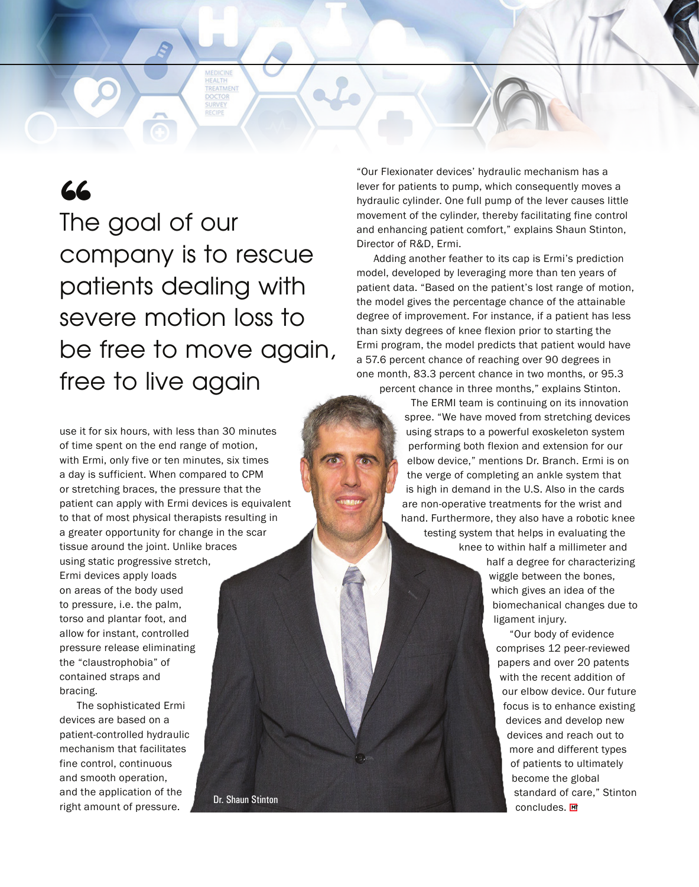> The goal of our company is to rescue patients dealing with severe motion loss to be free to move again, free to live again

use it for six hours, with less than 30 minutes of time spent on the end range of motion, with Ermi, only five or ten minutes, six times a day is sufficient. When compared to CPM or stretching braces, the pressure that the patient can apply with Ermi devices is equivalent to that of most physical therapists resulting in a greater opportunity for change in the scar tissue around the joint. Unlike braces using static progressive stretch, Ermi devices apply loads on areas of the body used to pressure, i.e. the palm, torso and plantar foot, and allow for instant, controlled pressure release eliminating the "claustrophobia" of contained straps and bracing.

The sophisticated Ermi devices are based on a patient-controlled hydraulic mechanism that facilitates fine control, continuous and smooth operation, and the application of the right amount of pressure.

Dr. Shaun Stinton

"Our Flexionater devices' hydraulic mechanism has a lever for patients to pump, which consequently moves a hydraulic cylinder. One full pump of the lever causes little movement of the cylinder, thereby facilitating fine control and enhancing patient comfort," explains Shaun Stinton, Director of R&D, Ermi.

Adding another feather to its cap is Ermi's prediction model, developed by leveraging more than ten years of patient data. "Based on the patient's lost range of motion, the model gives the percentage chance of the attainable degree of improvement. For instance, if a patient has less than sixty degrees of knee flexion prior to starting the Ermi program, the model predicts that patient would have a 57.6 percent chance of reaching over 90 degrees in one month, 83.3 percent chance in two months, or 95.3 percent chance in three months," explains Stinton.

The ERMI team is continuing on its innovation spree. "We have moved from stretching devices using straps to a powerful exoskeleton system performing both flexion and extension for our elbow device," mentions Dr. Branch. Ermi is on the verge of completing an ankle system that is high in demand in the U.S. Also in the cards are non-operative treatments for the wrist and hand. Furthermore, they also have a robotic knee testing system that helps in evaluating the knee to within half a millimeter and half a degree for characterizing wiggle between the bones, which gives an idea of the biomechanical changes due to ligament injury.

"Our body of evidence comprises 12 peer-reviewed papers and over 20 patents with the recent addition of our elbow device. Our future focus is to enhance existing devices and develop new devices and reach out to more and different types of patients to ultimately become the global standard of care," Stinton concludes.